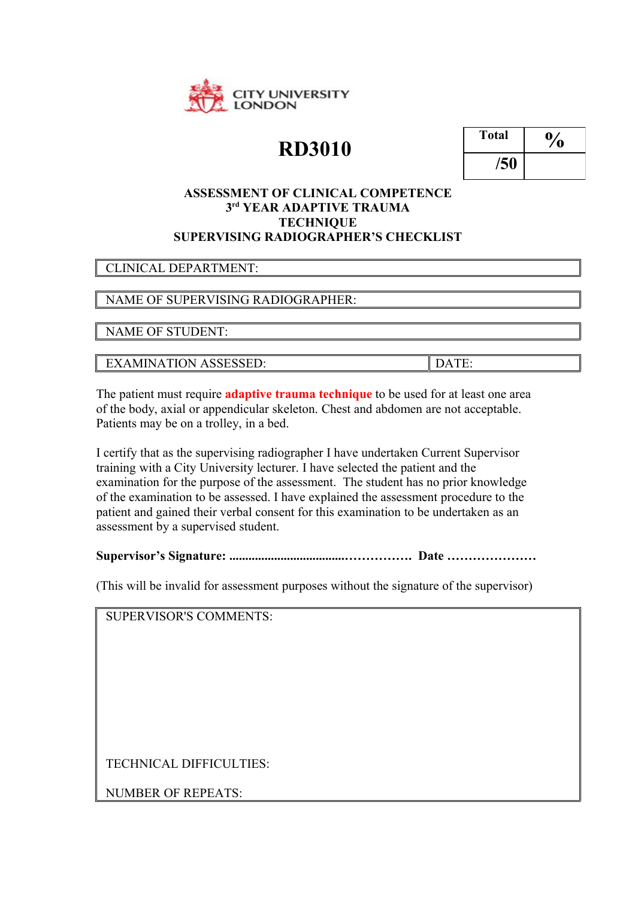CITY UNIVERSITY LONDON

# RD3010

| Total | % |
|---|---|
| /50 | |

## ASSESSMENT OF CLINICAL COMPETENCE
## 3rd YEAR ADAPTIVE TRAUMA TECHNIQUE
## SUPERVISING RADIOGRAPHER'S CHECKLIST

| CLINICAL DEPARTMENT: |
|---|

| NAME OF SUPERVISING RADIOGRAPHER: |
|---|

| NAME OF STUDENT: |
|---|

| EXAMINATION ASSESSED: | DATE: |
|---|---|

The patient must require **adaptive trauma technique** to be used for at least one area of the body, axial or appendicular skeleton. Chest and abdomen are not acceptable. Patients may be on a trolley, in a bed.

I certify that as the supervising radiographer I have undertaken Current Supervisor training with a City University lecturer. I have selected the patient and the examination for the purpose of the assessment. The student has no prior knowledge of the examination to be assessed. I have explained the assessment procedure to the patient and gained their verbal consent for this examination to be undertaken as an assessment by a supervised student.

**Supervisor's Signature: .................................................. Date ....................**

(This will be invalid for assessment purposes without the signature of the supervisor)

SUPERVISOR'S COMMENTS:

TECHNICAL DIFFICULTIES:

NUMBER OF REPEATS: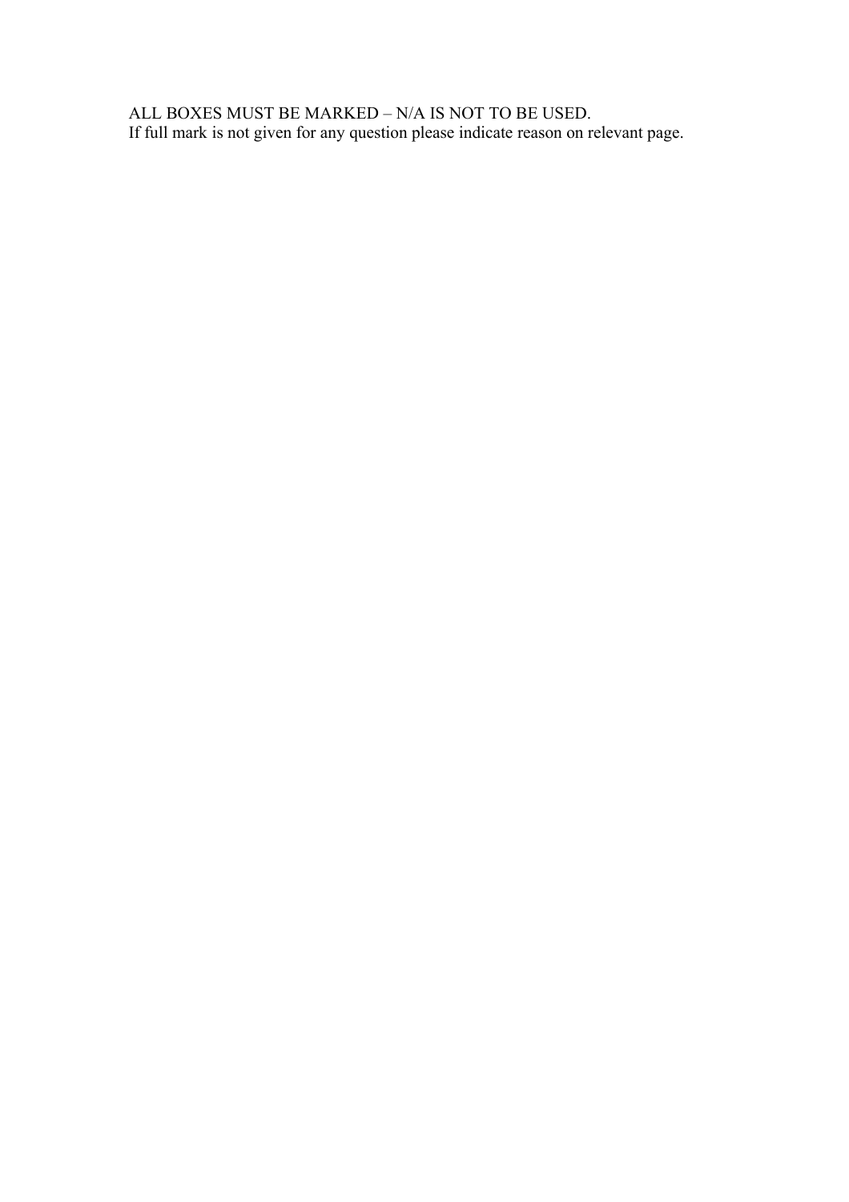ALL BOXES MUST BE MARKED – N/A IS NOT TO BE USED.
If full mark is not given for any question please indicate reason on relevant page.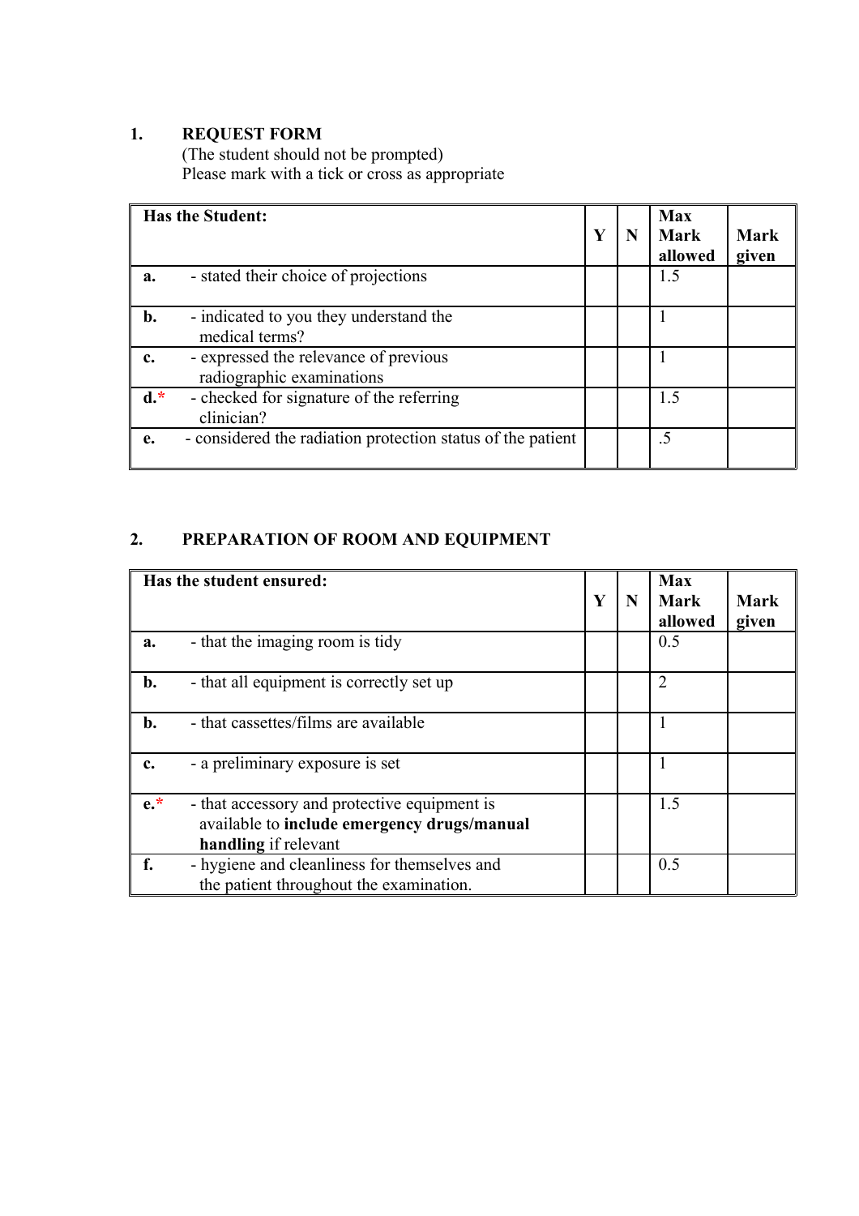## 1. REQUEST FORM

(The student should not be prompted)
Please mark with a tick or cross as appropriate

| **Has the Student:** | **Y** | **N** | **Max Mark allowed** | **Mark given** |
|---|---|---|---|---|
| **a.** - stated their choice of projections | | | 1.5 | |
| **b.** - indicated to you they understand the medical terms? | | | 1 | |
| **c.** - expressed the relevance of previous radiographic examinations | | | 1 | |
| **d.*** - checked for signature of the referring clinician? | | | 1.5 | |
| **e.** - considered the radiation protection status of the patient | | | .5 | |

## 2. PREPARATION OF ROOM AND EQUIPMENT

| **Has the student ensured:** | **Y** | **N** | **Max Mark allowed** | **Mark given** |
|---|---|---|---|---|
| **a.** - that the imaging room is tidy | | | 0.5 | |
| **b.** - that all equipment is correctly set up | | | 2 | |
| **b.** - that cassettes/films are available | | | 1 | |
| **c.** - a preliminary exposure is set | | | 1 | |
| **e.*** - that accessory and protective equipment is available to **include emergency drugs/manual handling** if relevant | | | 1.5 | |
| **f.** - hygiene and cleanliness for themselves and the patient throughout the examination. | | | 0.5 | |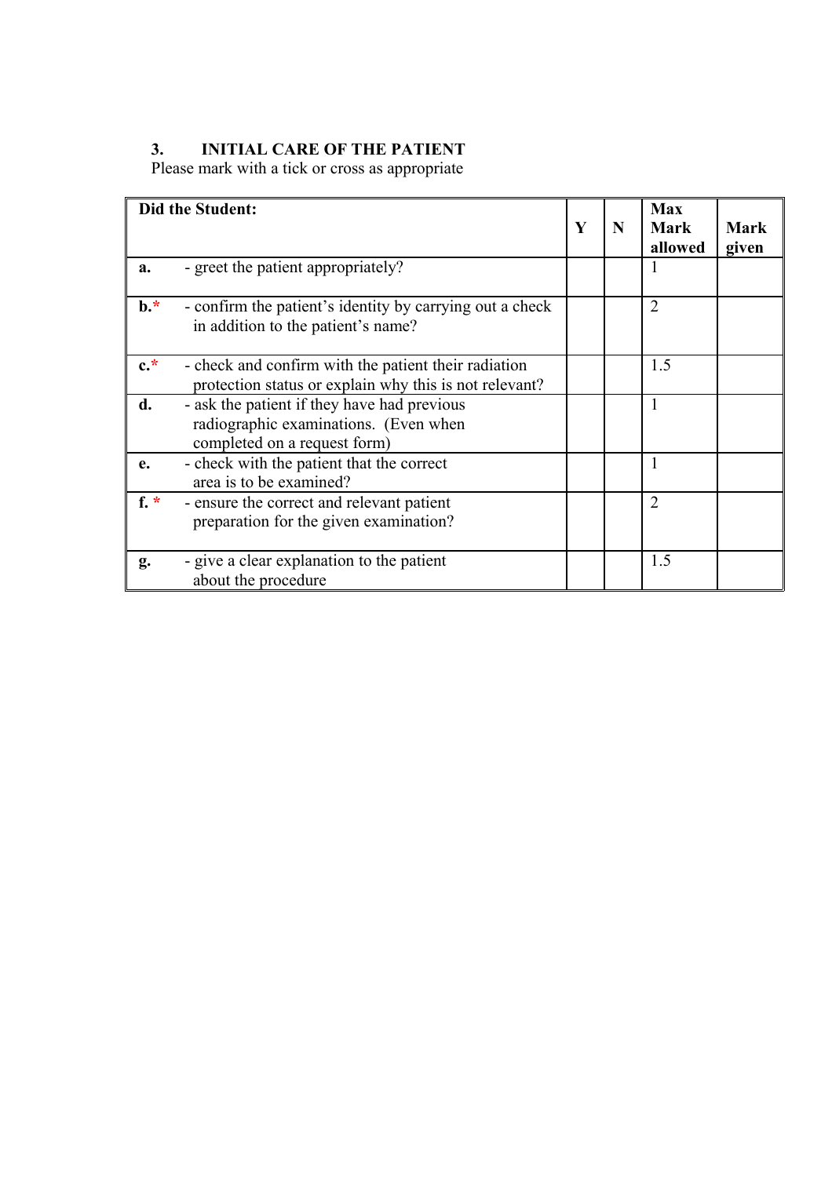### 3. INITIAL CARE OF THE PATIENT

Please mark with a tick or cross as appropriate

| Did the Student: | Y | N | Max Mark allowed | Mark given |
|---|---|---|---|---|
| **a.** - greet the patient appropriately? | | | 1 | |
| **b.*** - confirm the patient's identity by carrying out a check in addition to the patient's name? | | | 2 | |
| **c.*** - check and confirm with the patient their radiation protection status or explain why this is not relevant? | | | 1.5 | |
| **d.** - ask the patient if they have had previous radiographic examinations. (Even when completed on a request form) | | | 1 | |
| **e.** - check with the patient that the correct area is to be examined? | | | 1 | |
| **f.** * - ensure the correct and relevant patient preparation for the given examination? | | | 2 | |
| **g.** - give a clear explanation to the patient about the procedure | | | 1.5 | |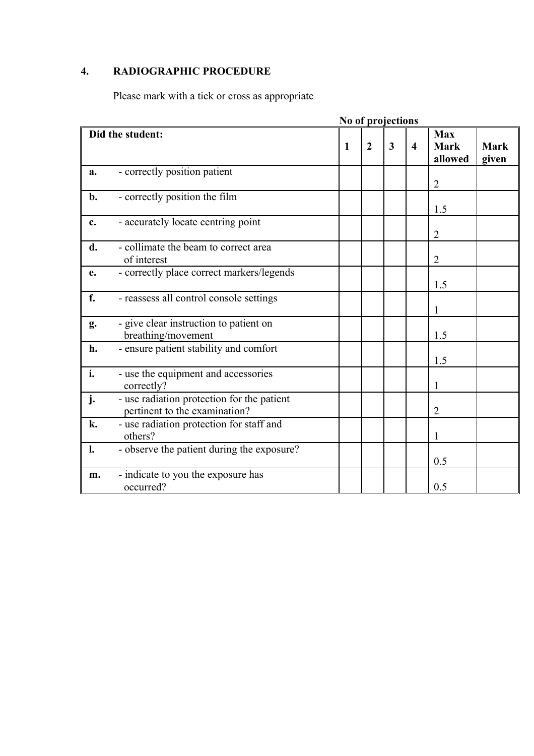## 4. RADIOGRAPHIC PROCEDURE

Please mark with a tick or cross as appropriate

| Did the student: | No of projections 1 | 2 | 3 | 4 | Max Mark allowed | Mark given |
|---|---|---|---|---|---|---|
| **a.** - correctly position patient | | | | | 2 | |
| **b.** - correctly position the film | | | | | 1.5 | |
| **c.** - accurately locate centring point | | | | | 2 | |
| **d.** - collimate the beam to correct area of interest | | | | | 2 | |
| **e.** - correctly place correct markers/legends | | | | | 1.5 | |
| **f.** - reassess all control console settings | | | | | 1 | |
| **g.** - give clear instruction to patient on breathing/movement | | | | | 1.5 | |
| **h.** - ensure patient stability and comfort | | | | | 1.5 | |
| **i.** - use the equipment and accessories correctly? | | | | | 1 | |
| **j.** - use radiation protection for the patient pertinent to the examination? | | | | | 2 | |
| **k.** - use radiation protection for staff and others? | | | | | 1 | |
| **l.** - observe the patient during the exposure? | | | | | 0.5 | |
| **m.** - indicate to you the exposure has occurred? | | | | | 0.5 | |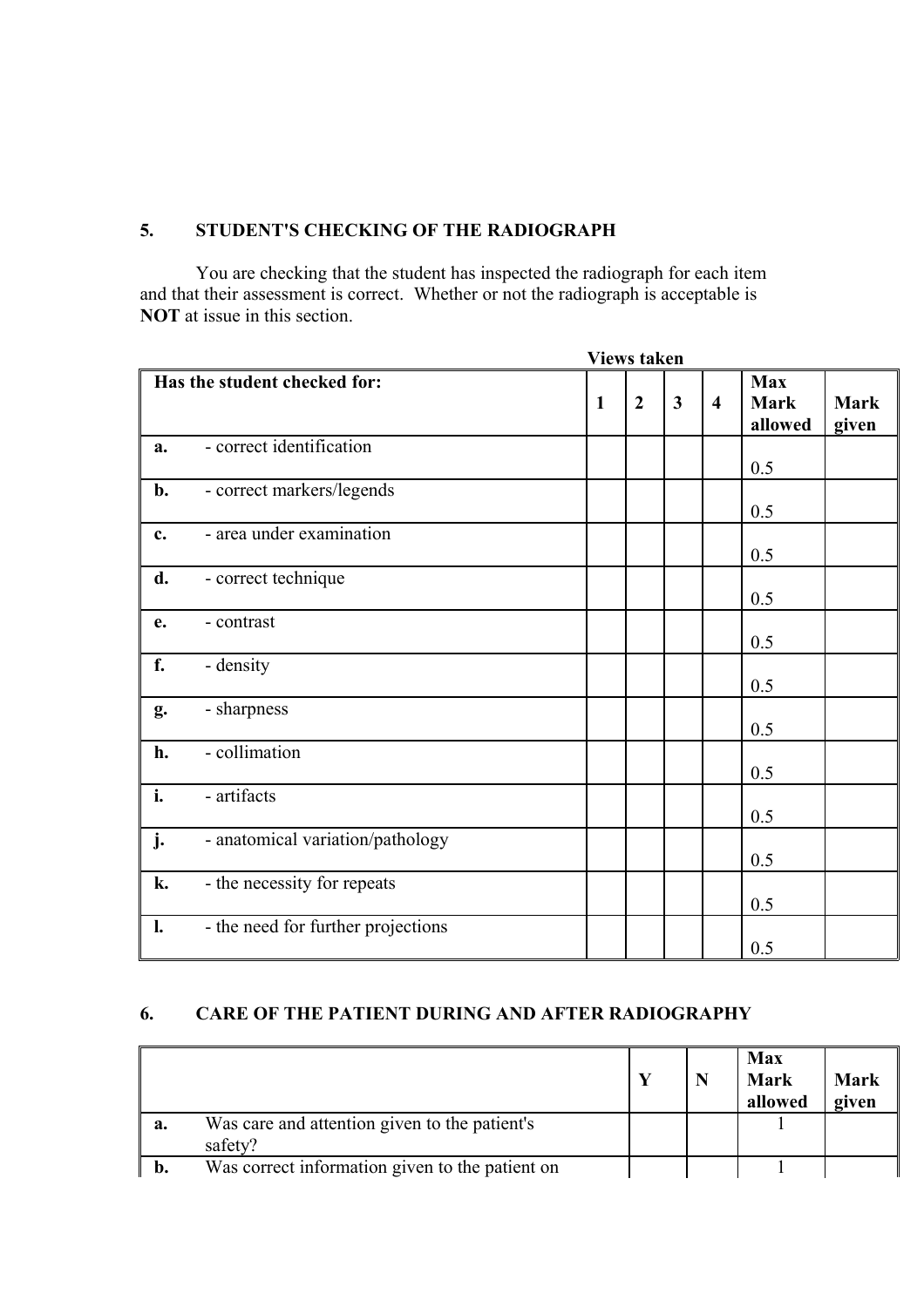## 5. STUDENT'S CHECKING OF THE RADIOGRAPH

You are checking that the student has inspected the radiograph for each item and that their assessment is correct. Whether or not the radiograph is acceptable is **NOT** at issue in this section.

| Has the student checked for: | | Views taken 1 | 2 | 3 | 4 | Max Mark allowed | Mark given |
|---|---|---|---|---|---|---|---|
| **a.** | - correct identification | | | | | 0.5 | |
| **b.** | - correct markers/legends | | | | | 0.5 | |
| **c.** | - area under examination | | | | | 0.5 | |
| **d.** | - correct technique | | | | | 0.5 | |
| **e.** | - contrast | | | | | 0.5 | |
| **f.** | - density | | | | | 0.5 | |
| **g.** | - sharpness | | | | | 0.5 | |
| **h.** | - collimation | | | | | 0.5 | |
| **i.** | - artifacts | | | | | 0.5 | |
| **j.** | - anatomical variation/pathology | | | | | 0.5 | |
| **k.** | - the necessity for repeats | | | | | 0.5 | |
| **l.** | - the need for further projections | | | | | 0.5 | |

## 6. CARE OF THE PATIENT DURING AND AFTER RADIOGRAPHY

| | | Y | N | Max Mark allowed | Mark given |
|---|---|---|---|---|---|
| **a.** | Was care and attention given to the patient's safety? | | | 1 | |
| **b.** | Was correct information given to the patient on | | | 1 | |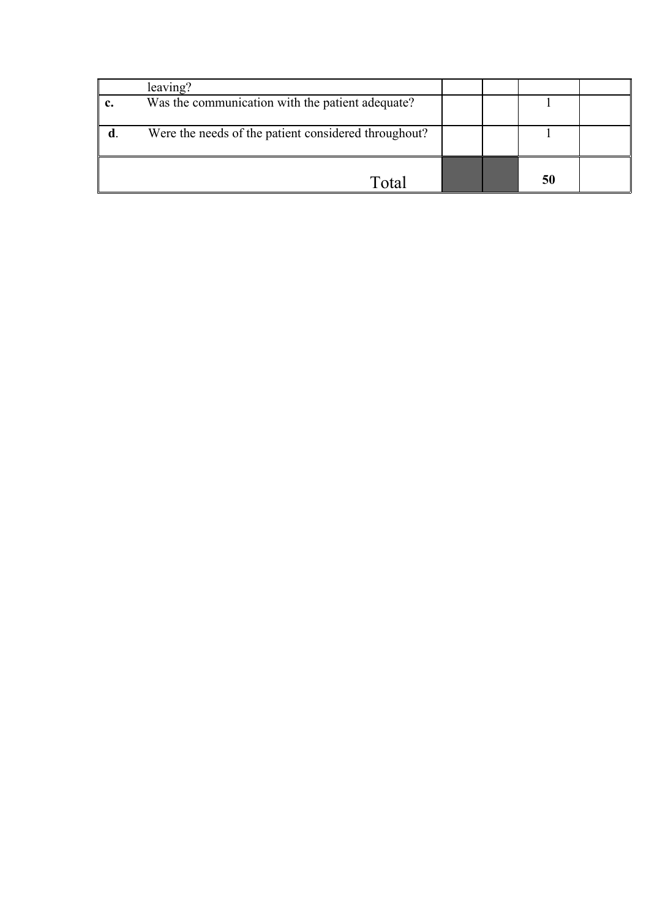| | | | | | |
|---|---|---|---|---|---|
| | leaving? | | | | |
| **c.** | Was the communication with the patient adequate? | | | 1 | |
| **d**. | Were the needs of the patient considered throughout? | | | 1 | |
| | Total | | | **50** | |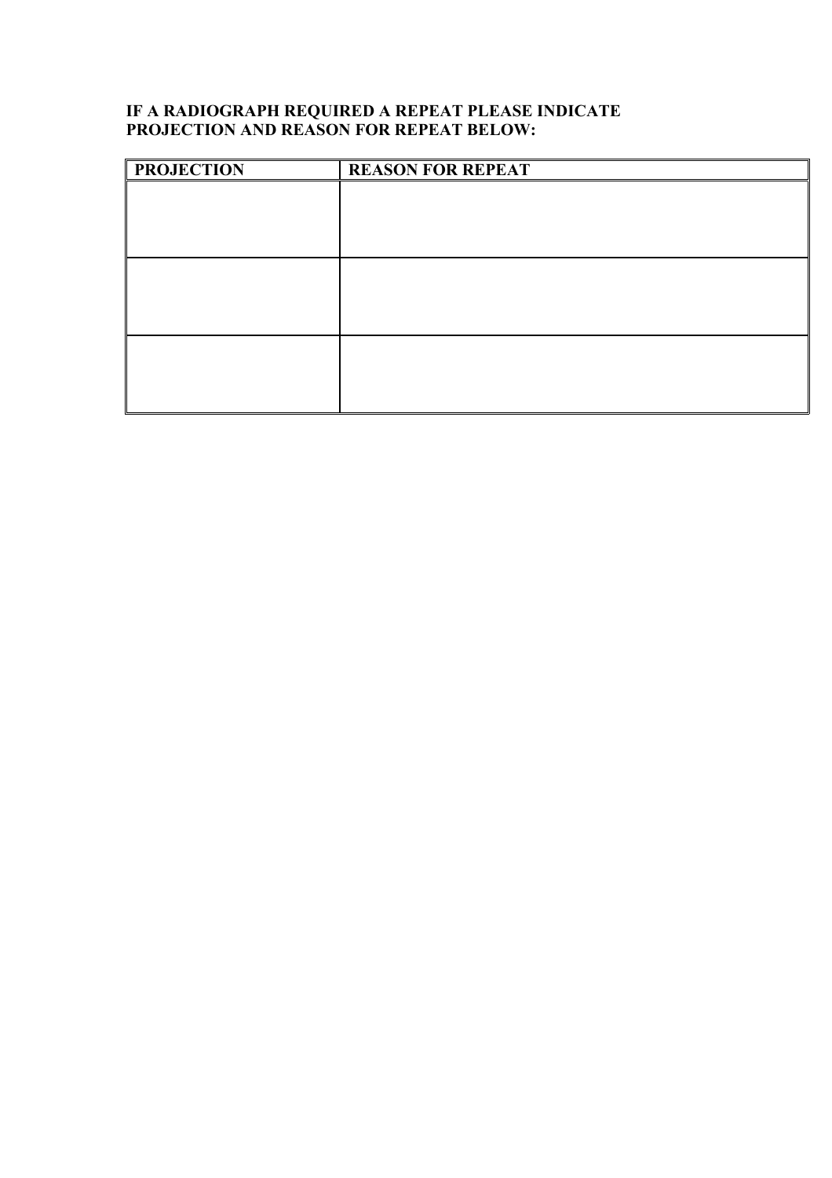**IF A RADIOGRAPH REQUIRED A REPEAT PLEASE INDICATE PROJECTION AND REASON FOR REPEAT BELOW:**

| PROJECTION | REASON FOR REPEAT |
| --- | --- |
| | |
| | |
| | |